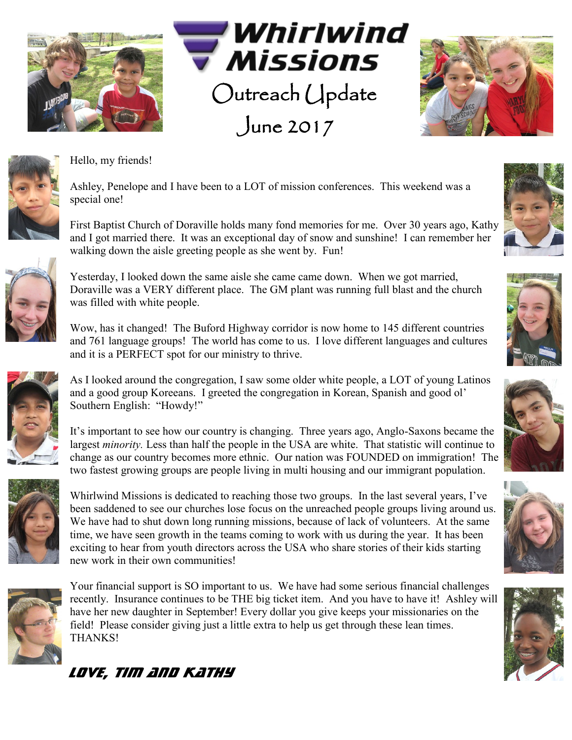# Whirlwind Missions

## Outreach Update

## June 2017

Hello, my friends!

Ashley, Penelope and I have been to a LOT of mission conferences. This weekend was a special one!

First Baptist Church of Doraville holds many fond memories for me. Over 30 years ago, Kathy and I got married there. It was an exceptional day of snow and sunshine! I can remember her walking down the aisle greeting people as she went by. Fun!

Yesterday, I looked down the same aisle she came came down. When we got married, Doraville was a VERY different place. The GM plant was running full blast and the church was filled with white people.

Wow, has it changed! The Buford Highway corridor is now home to 145 different countries and 761 language groups! The world has come to us. I love different languages and cultures and it is a PERFECT spot for our ministry to thrive.

As I looked around the congregation, I saw some older white people, a LOT of young Latinos and a good group Koreeans. I greeted the congregation in Korean, Spanish and good ol' Southern English: "Howdy!"

It's important to see how our country is changing. Three years ago, Anglo-Saxons became the largest *minority.* Less than half the people in the USA are white. That statistic will continue to change as our country becomes more ethnic. Our nation was FOUNDED on immigration! The two fastest growing groups are people living in multi housing and our immigrant population.

Whirlwind Missions is dedicated to reaching those two groups. In the last several years, I've been saddened to see our churches lose focus on the unreached people groups living around us. We have had to shut down long running missions, because of lack of volunteers. At the same time, we have seen growth in the teams coming to work with us during the year. It has been exciting to hear from youth directors across the USA who share stories of their kids starting new work in their own communities!

Your financial support is SO important to us. We have had some serious financial challenges recently. Insurance continues to be THE big ticket item. And you have to have it! Ashley will have her new daughter in September! Every dollar you give keeps your missionaries on the field! Please consider giving just a little extra to help us get through these lean times. THANKS!

**Love, Tim and Kathy**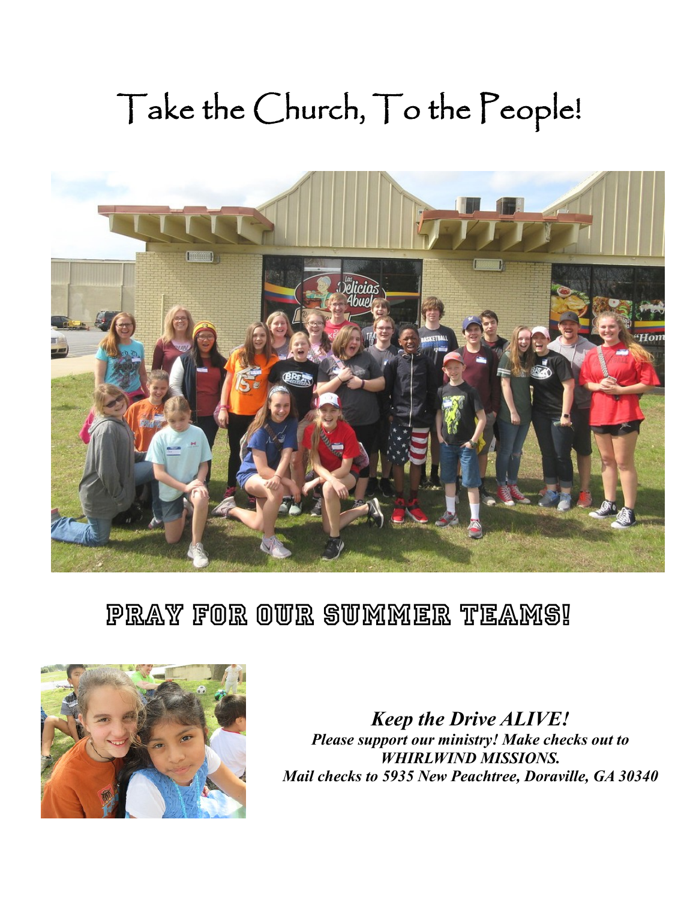# Take the Church, To the People!

## PRAY FOR OUR SUMMER TEAMS!

***Keep the Drive ALIVE!***

***Please support our ministry! Make checks out to WHIRLWIND MISSIONS.***

***Mail checks to 5935 New Peachtree, Doraville, GA 30340***